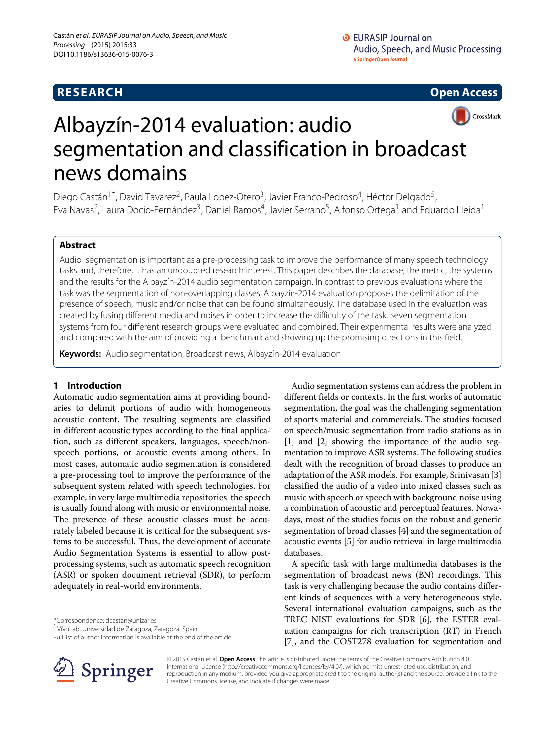RESEARCH

Open Access

# Albayzín-2014 evaluation: audio segmentation and classification in broadcast news domains

Diego Castán[1*], David Tavarez[2], Paula Lopez-Otero[3], Javier Franco-Pedroso[4], Héctor Delgado[5], Eva Navas[2], Laura Docio-Fernández[3], Daniel Ramos[4], Javier Serrano[5], Alfonso Ortega[1] and Eduardo Lleida[1]

## Abstract

Audio segmentation is important as a pre-processing task to improve the performance of many speech technology tasks and, therefore, it has an undoubted research interest. This paper describes the database, the metric, the systems and the results for the Albayzín-2014 audio segmentation campaign. In contrast to previous evaluations where the task was the segmentation of non-overlapping classes, Albayzín-2014 evaluation proposes the delimitation of the presence of speech, music and/or noise that can be found simultaneously. The database used in the evaluation was created by fusing different media and noises in order to increase the difficulty of the task. Seven segmentation systems from four different research groups were evaluated and combined. Their experimental results were analyzed and compared with the aim of providing a benchmark and showing up the promising directions in this field.

**Keywords:** Audio segmentation, Broadcast news, Albayzín-2014 evaluation

## 1 Introduction

Automatic audio segmentation aims at providing boundaries to delimit portions of audio with homogeneous acoustic content. The resulting segments are classified in different acoustic types according to the final application, such as different speakers, languages, speech/non-speech portions, or acoustic events among others. In most cases, automatic audio segmentation is considered a pre-processing tool to improve the performance of the subsequent system related with speech technologies. For example, in very large multimedia repositories, the speech is usually found along with music or environmental noise. The presence of these acoustic classes must be accurately labeled because it is critical for the subsequent systems to be successful. Thus, the development of accurate Audio Segmentation Systems is essential to allow post-processing systems, such as automatic speech recognition (ASR) or spoken document retrieval (SDR), to perform adequately in real-world environments.

Audio segmentation systems can address the problem in different fields or contexts. In the first works of automatic segmentation, the goal was the challenging segmentation of sports material and commercials. The studies focused on speech/music segmentation from radio stations as in [1] and [2] showing the importance of the audio segmentation to improve ASR systems. The following studies dealt with the recognition of broad classes to produce an adaptation of the ASR models. For example, Srinivasan [3] classified the audio of a video into mixed classes such as music with speech or speech with background noise using a combination of acoustic and perceptual features. Nowadays, most of the studies focus on the robust and generic segmentation of broad classes [4] and the segmentation of acoustic events [5] for audio retrieval in large multimedia databases.

A specific task with large multimedia databases is the segmentation of broadcast news (BN) recordings. This task is very challenging because the audio contains different kinds of sequences with a very heterogeneous style. Several international evaluation campaigns, such as the TREC NIST evaluations for SDR [6], the ESTER evaluation campaigns for rich transcription (RT) in French [7], and the COST278 evaluation for segmentation and

*Correspondence: dcastan@unizar.es
[1]ViVoLab, Universidad de Zaragoza, Zaragoza, Spain
Full list of author information is available at the end of the article

© 2015 Castán et al. **Open Access** This article is distributed under the terms of the Creative Commons Attribution 4.0 International License (http://creativecommons.org/licenses/by/4.0/), which permits unrestricted use, distribution, and reproduction in any medium, provided you give appropriate credit to the original author(s) and the source, provide a link to the Creative Commons license, and indicate if changes were made.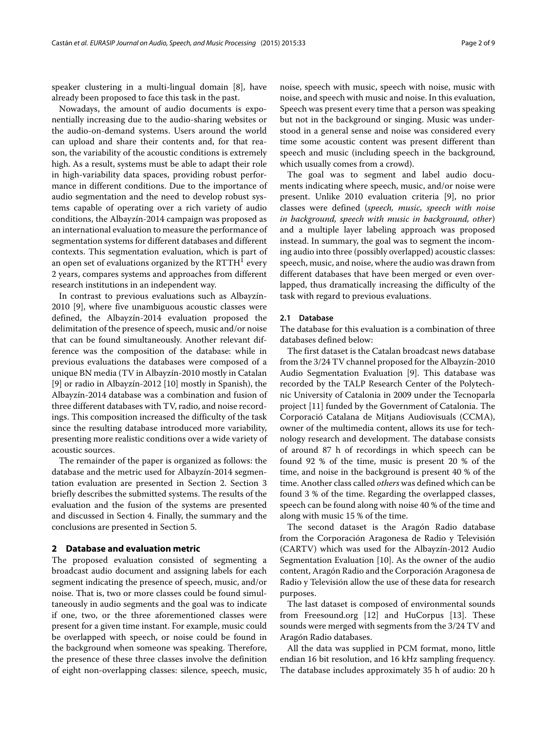speaker clustering in a multi-lingual domain [8], have already been proposed to face this task in the past.

Nowadays, the amount of audio documents is exponentially increasing due to the audio-sharing websites or the audio-on-demand systems. Users around the world can upload and share their contents and, for that reason, the variability of the acoustic conditions is extremely high. As a result, systems must be able to adapt their role in high-variability data spaces, providing robust performance in different conditions. Due to the importance of audio segmentation and the need to develop robust systems capable of operating over a rich variety of audio conditions, the Albayzín-2014 campaign was proposed as an international evaluation to measure the performance of segmentation systems for different databases and different contexts. This segmentation evaluation, which is part of an open set of evaluations organized by the RTTH[1] every 2 years, compares systems and approaches from different research institutions in an independent way.

In contrast to previous evaluations such as Albayzín-2010 [9], where five unambiguous acoustic classes were defined, the Albayzín-2014 evaluation proposed the delimitation of the presence of speech, music and/or noise that can be found simultaneously. Another relevant difference was the composition of the database: while in previous evaluations the databases were composed of a unique BN media (TV in Albayzín-2010 mostly in Catalan [9] or radio in Albayzín-2012 [10] mostly in Spanish), the Albayzín-2014 database was a combination and fusion of three different databases with TV, radio, and noise recordings. This composition increased the difficulty of the task since the resulting database introduced more variability, presenting more realistic conditions over a wide variety of acoustic sources.

The remainder of the paper is organized as follows: the database and the metric used for Albayzín-2014 segmentation evaluation are presented in Section 2. Section 3 briefly describes the submitted systems. The results of the evaluation and the fusion of the systems are presented and discussed in Section 4. Finally, the summary and the conclusions are presented in Section 5.

## 2 Database and evaluation metric

The proposed evaluation consisted of segmenting a broadcast audio document and assigning labels for each segment indicating the presence of speech, music, and/or noise. That is, two or more classes could be found simultaneously in audio segments and the goal was to indicate if one, two, or the three aforementioned classes were present for a given time instant. For example, music could be overlapped with speech, or noise could be found in the background when someone was speaking. Therefore, the presence of these three classes involve the definition of eight non-overlapping classes: silence, speech, music, noise, speech with music, speech with noise, music with noise, and speech with music and noise. In this evaluation, Speech was present every time that a person was speaking but not in the background or singing. Music was understood in a general sense and noise was considered every time some acoustic content was present different than speech and music (including speech in the background, which usually comes from a crowd).

The goal was to segment and label audio documents indicating where speech, music, and/or noise were present. Unlike 2010 evaluation criteria [9], no prior classes were defined (*speech, music, speech with noise in background, speech with music in background, other*) and a multiple layer labeling approach was proposed instead. In summary, the goal was to segment the incoming audio into three (possibly overlapped) acoustic classes: speech, music, and noise, where the audio was drawn from different databases that have been merged or even overlapped, thus dramatically increasing the difficulty of the task with regard to previous evaluations.

### 2.1 Database

The database for this evaluation is a combination of three databases defined below:

The first dataset is the Catalan broadcast news database from the 3/24 TV channel proposed for the Albayzín-2010 Audio Segmentation Evaluation [9]. This database was recorded by the TALP Research Center of the Polytechnic University of Catalonia in 2009 under the Tecnoparla project [11] funded by the Government of Catalonia. The Corporació Catalana de Mitjans Audiovisuals (CCMA), owner of the multimedia content, allows its use for technology research and development. The database consists of around 87 h of recordings in which speech can be found 92 % of the time, music is present 20 % of the time, and noise in the background is present 40 % of the time. Another class called *others* was defined which can be found 3 % of the time. Regarding the overlapped classes, speech can be found along with noise 40 % of the time and along with music 15 % of the time.

The second dataset is the Aragón Radio database from the Corporación Aragonesa de Radio y Televisión (CARTV) which was used for the Albayzín-2012 Audio Segmentation Evaluation [10]. As the owner of the audio content, Aragón Radio and the Corporación Aragonesa de Radio y Televisión allow the use of these data for research purposes.

The last dataset is composed of environmental sounds from Freesound.org [12] and HuCorpus [13]. These sounds were merged with segments from the 3/24 TV and Aragón Radio databases.

All the data was supplied in PCM format, mono, little endian 16 bit resolution, and 16 kHz sampling frequency. The database includes approximately 35 h of audio: 20 h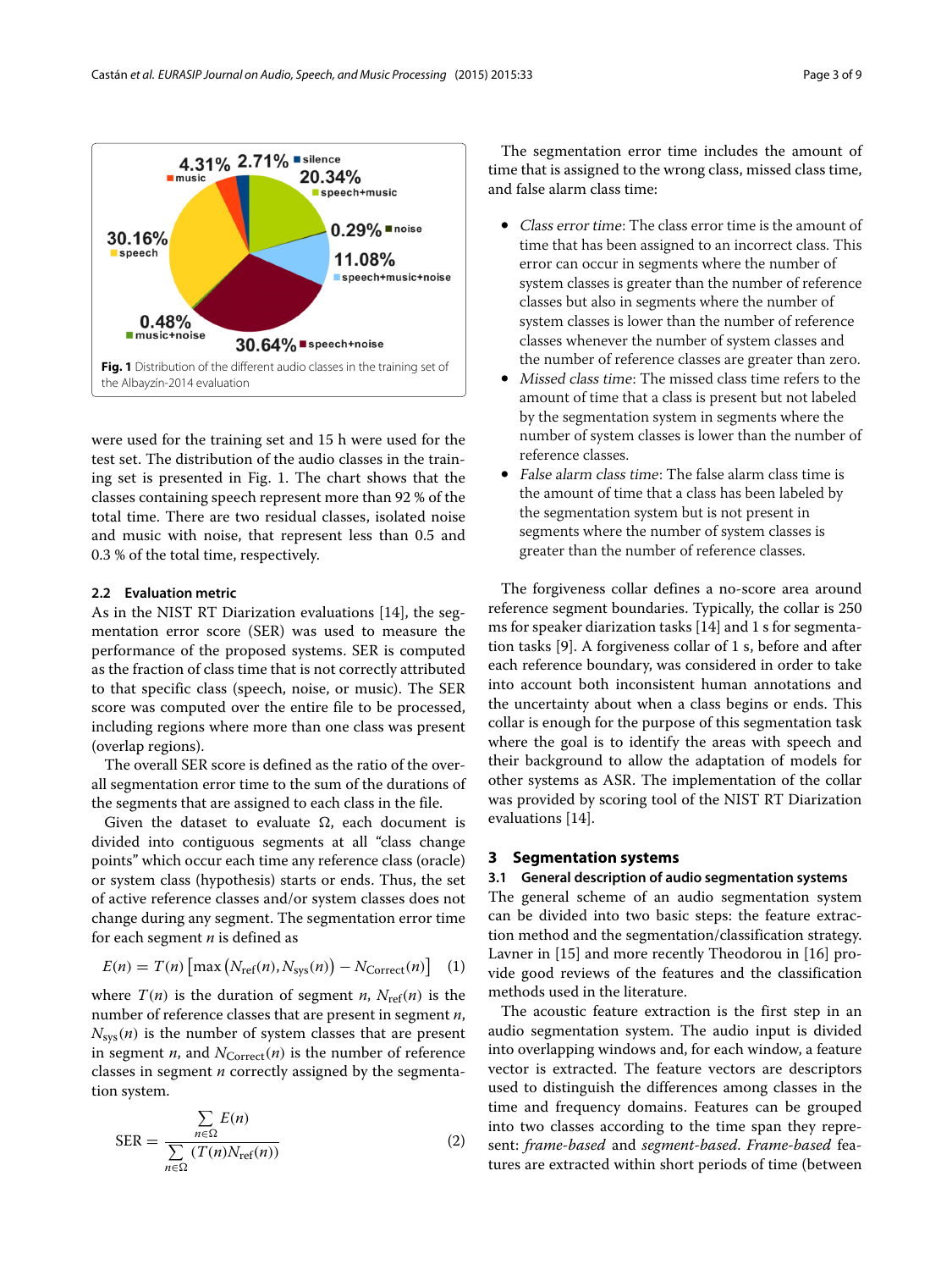Fig. 1 Distribution of the different audio classes in the training set of the Albayzín-2014 evaluation

were used for the training set and 15 h were used for the test set. The distribution of the audio classes in the training set is presented in Fig. 1. The chart shows that the classes containing speech represent more than 92 % of the total time. There are two residual classes, isolated noise and music with noise, that represent less than 0.5 and 0.3 % of the total time, respectively.

### 2.2 Evaluation metric

As in the NIST RT Diarization evaluations [14], the segmentation error score (SER) was used to measure the performance of the proposed systems. SER is computed as the fraction of class time that is not correctly attributed to that specific class (speech, noise, or music). The SER score was computed over the entire file to be processed, including regions where more than one class was present (overlap regions).

The overall SER score is defined as the ratio of the overall segmentation error time to the sum of the durations of the segments that are assigned to each class in the file.

Given the dataset to evaluate $\Omega$, each document is divided into contiguous segments at all "class change points" which occur each time any reference class (oracle) or system class (hypothesis) starts or ends. Thus, the set of active reference classes and/or system classes does not change during any segment. The segmentation error time for each segment $n$ is defined as

$$E(n) = T(n)\left[\max\left(N_{\text{ref}}(n), N_{\text{sys}}(n)\right) - N_{\text{Correct}}(n)\right] \quad (1)$$

where $T(n)$ is the duration of segment $n$, $N_{\text{ref}}(n)$ is the number of reference classes that are present in segment $n$, $N_{\text{sys}}(n)$ is the number of system classes that are present in segment $n$, and $N_{\text{Correct}}(n)$ is the number of reference classes in segment $n$ correctly assigned by the segmentation system.

$$\text{SER} = \frac{\sum\limits_{n \in \Omega} E(n)}{\sum\limits_{n \in \Omega} \left(T(n) N_{\text{ref}}(n)\right)} \quad (2)$$

The segmentation error time includes the amount of time that is assigned to the wrong class, missed class time, and false alarm class time:

- *Class error time*: The class error time is the amount of time that has been assigned to an incorrect class. This error can occur in segments where the number of system classes is greater than the number of reference classes but also in segments where the number of system classes is lower than the number of reference classes whenever the number of system classes and the number of reference classes are greater than zero.
- *Missed class time*: The missed class time refers to the amount of time that a class is present but not labeled by the segmentation system in segments where the number of system classes is lower than the number of reference classes.
- *False alarm class time*: The false alarm class time is the amount of time that a class has been labeled by the segmentation system but is not present in segments where the number of system classes is greater than the number of reference classes.

The forgiveness collar defines a no-score area around reference segment boundaries. Typically, the collar is 250 ms for speaker diarization tasks [14] and 1 s for segmentation tasks [9]. A forgiveness collar of 1 s, before and after each reference boundary, was considered in order to take into account both inconsistent human annotations and the uncertainty about when a class begins or ends. This collar is enough for the purpose of this segmentation task where the goal is to identify the areas with speech and their background to allow the adaptation of models for other systems as ASR. The implementation of the collar was provided by scoring tool of the NIST RT Diarization evaluations [14].

## 3 Segmentation systems

### 3.1 General description of audio segmentation systems

The general scheme of an audio segmentation system can be divided into two basic steps: the feature extraction method and the segmentation/classification strategy. Lavner in [15] and more recently Theodorou in [16] provide good reviews of the features and the classification methods used in the literature.

The acoustic feature extraction is the first step in an audio segmentation system. The audio input is divided into overlapping windows and, for each window, a feature vector is extracted. The feature vectors are descriptors used to distinguish the differences among classes in the time and frequency domains. Features can be grouped into two classes according to the time span they represent: *frame-based* and *segment-based*. *Frame-based* features are extracted within short periods of time (between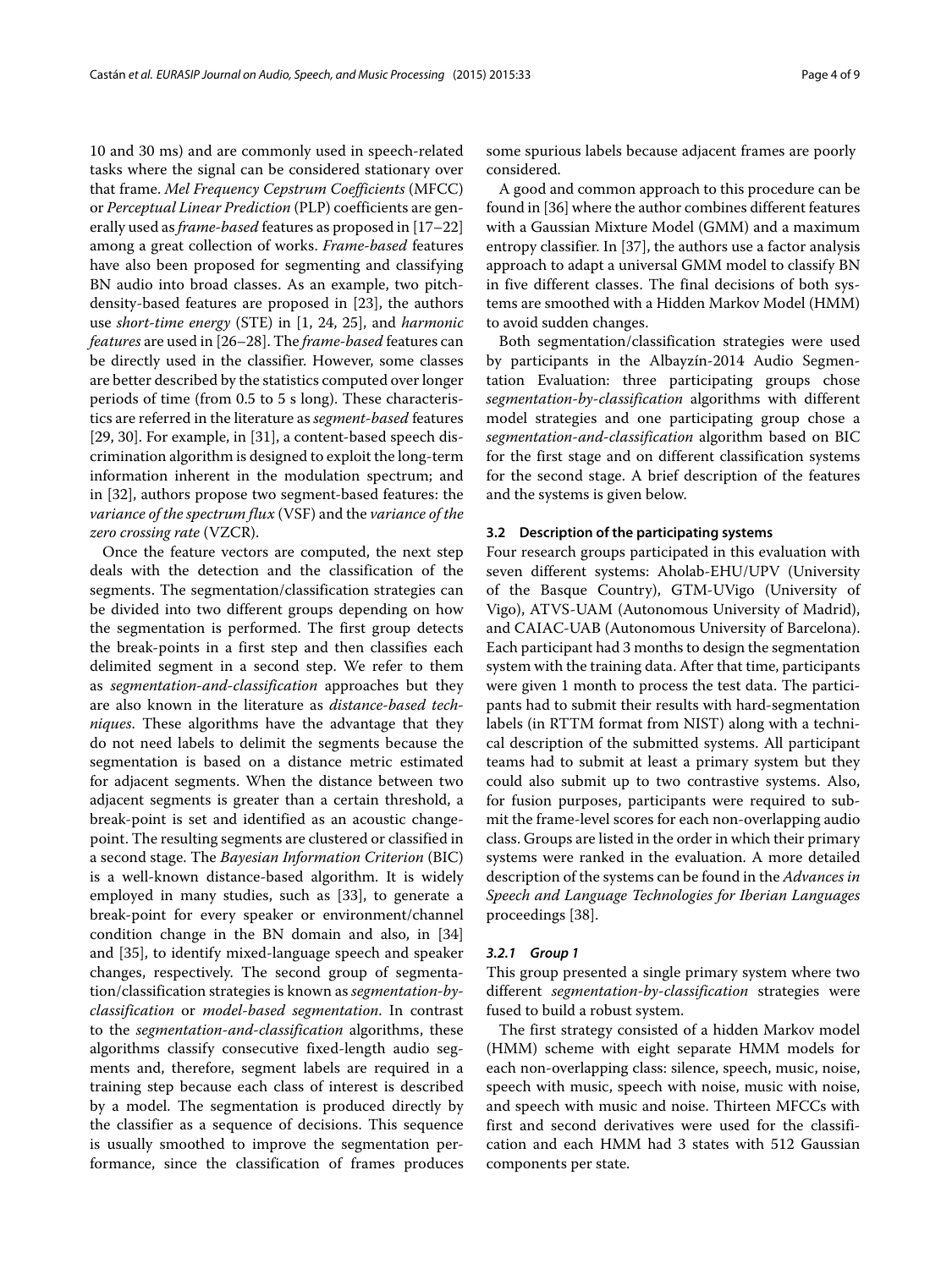10 and 30 ms) and are commonly used in speech-related tasks where the signal can be considered stationary over that frame. *Mel Frequency Cepstrum Coefficients* (MFCC) or *Perceptual Linear Prediction* (PLP) coefficients are generally used as *frame-based* features as proposed in [17–22] among a great collection of works. *Frame-based* features have also been proposed for segmenting and classifying BN audio into broad classes. As an example, two pitch-density-based features are proposed in [23], the authors use *short-time energy* (STE) in [1, 24, 25], and *harmonic features* are used in [26–28]. The *frame-based* features can be directly used in the classifier. However, some classes are better described by the statistics computed over longer periods of time (from 0.5 to 5 s long). These characteristics are referred in the literature as *segment-based* features [29, 30]. For example, in [31], a content-based speech discrimination algorithm is designed to exploit the long-term information inherent in the modulation spectrum; and in [32], authors propose two segment-based features: the *variance of the spectrum flux* (VSF) and the *variance of the zero crossing rate* (VZCR).

Once the feature vectors are computed, the next step deals with the detection and the classification of the segments. The segmentation/classification strategies can be divided into two different groups depending on how the segmentation is performed. The first group detects the break-points in a first step and then classifies each delimited segment in a second step. We refer to them as *segmentation-and-classification* approaches but they are also known in the literature as *distance-based techniques*. These algorithms have the advantage that they do not need labels to delimit the segments because the segmentation is based on a distance metric estimated for adjacent segments. When the distance between two adjacent segments is greater than a certain threshold, a break-point is set and identified as an acoustic change-point. The resulting segments are clustered or classified in a second stage. The *Bayesian Information Criterion* (BIC) is a well-known distance-based algorithm. It is widely employed in many studies, such as [33], to generate a break-point for every speaker or environment/channel condition change in the BN domain and also, in [34] and [35], to identify mixed-language speech and speaker changes, respectively. The second group of segmentation/classification strategies is known as *segmentation-by-classification* or *model-based segmentation*. In contrast to the *segmentation-and-classification* algorithms, these algorithms classify consecutive fixed-length audio segments and, therefore, segment labels are required in a training step because each class of interest is described by a model. The segmentation is produced directly by the classifier as a sequence of decisions. This sequence is usually smoothed to improve the segmentation performance, since the classification of frames produces some spurious labels because adjacent frames are poorly considered.

A good and common approach to this procedure can be found in [36] where the author combines different features with a Gaussian Mixture Model (GMM) and a maximum entropy classifier. In [37], the authors use a factor analysis approach to adapt a universal GMM model to classify BN in five different classes. The final decisions of both systems are smoothed with a Hidden Markov Model (HMM) to avoid sudden changes.

Both segmentation/classification strategies were used by participants in the Albayzín-2014 Audio Segmentation Evaluation: three participating groups chose *segmentation-by-classification* algorithms with different model strategies and one participating group chose a *segmentation-and-classification* algorithm based on BIC for the first stage and on different classification systems for the second stage. A brief description of the features and the systems is given below.

### 3.2 Description of the participating systems

Four research groups participated in this evaluation with seven different systems: Aholab-EHU/UPV (University of the Basque Country), GTM-UVigo (University of Vigo), ATVS-UAM (Autonomous University of Madrid), and CAIAC-UAB (Autonomous University of Barcelona). Each participant had 3 months to design the segmentation system with the training data. After that time, participants were given 1 month to process the test data. The participants had to submit their results with hard-segmentation labels (in RTTM format from NIST) along with a technical description of the submitted systems. All participant teams had to submit at least a primary system but they could also submit up to two contrastive systems. Also, for fusion purposes, participants were required to submit the frame-level scores for each non-overlapping audio class. Groups are listed in the order in which their primary systems were ranked in the evaluation. A more detailed description of the systems can be found in the *Advances in Speech and Language Technologies for Iberian Languages* proceedings [38].

#### *3.2.1 Group 1*

This group presented a single primary system where two different *segmentation-by-classification* strategies were fused to build a robust system.

The first strategy consisted of a hidden Markov model (HMM) scheme with eight separate HMM models for each non-overlapping class: silence, speech, music, noise, speech with music, speech with noise, music with noise, and speech with music and noise. Thirteen MFCCs with first and second derivatives were used for the classification and each HMM had 3 states with 512 Gaussian components per state.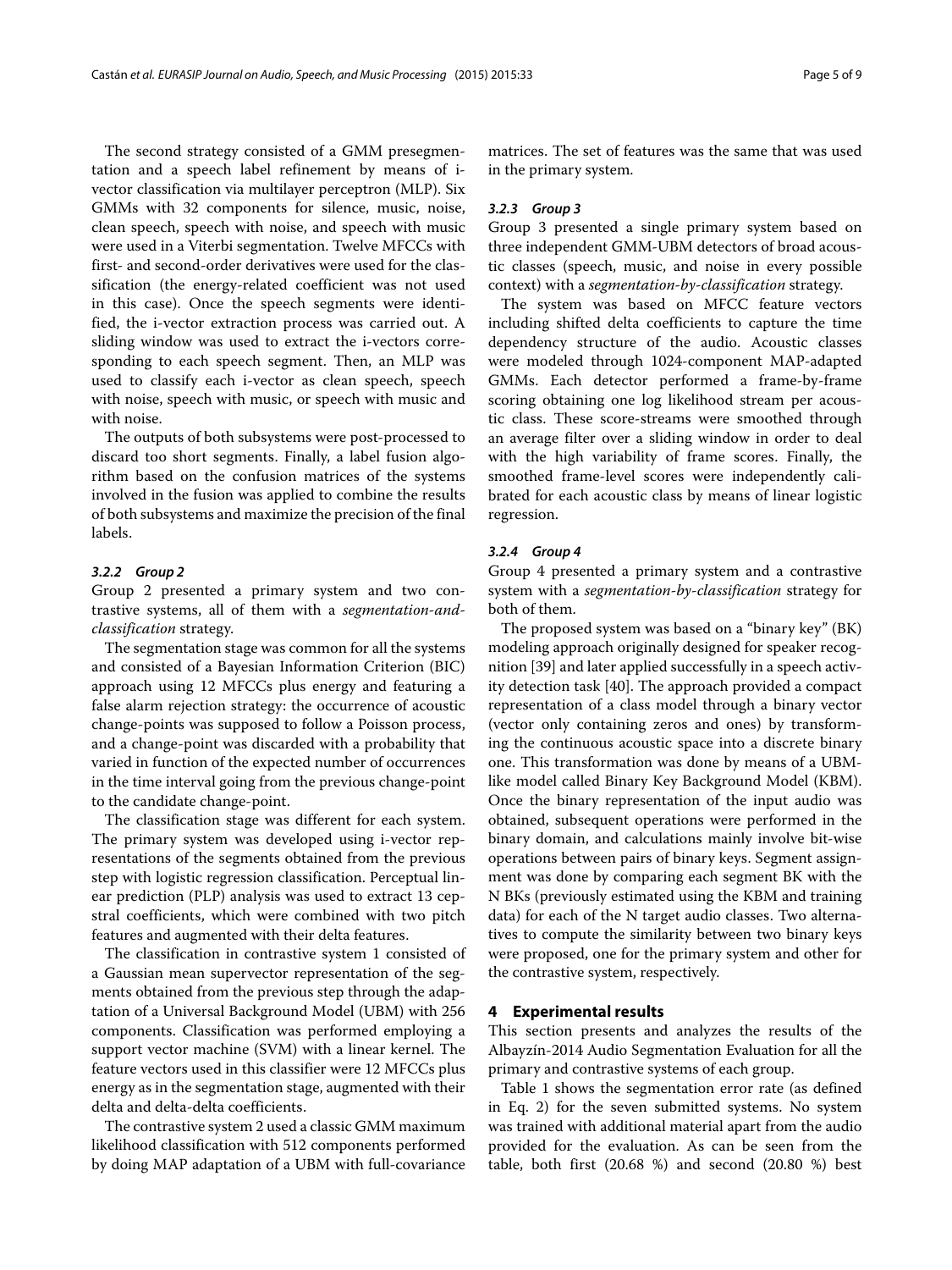The second strategy consisted of a GMM presegmentation and a speech label refinement by means of i-vector classification via multilayer perceptron (MLP). Six GMMs with 32 components for silence, music, noise, clean speech, speech with noise, and speech with music were used in a Viterbi segmentation. Twelve MFCCs with first- and second-order derivatives were used for the classification (the energy-related coefficient was not used in this case). Once the speech segments were identified, the i-vector extraction process was carried out. A sliding window was used to extract the i-vectors corresponding to each speech segment. Then, an MLP was used to classify each i-vector as clean speech, speech with noise, speech with music, or speech with music and with noise.

The outputs of both subsystems were post-processed to discard too short segments. Finally, a label fusion algorithm based on the confusion matrices of the systems involved in the fusion was applied to combine the results of both subsystems and maximize the precision of the final labels.

#### 3.2.2 Group 2

Group 2 presented a primary system and two contrastive systems, all of them with a *segmentation-and-classification* strategy.

The segmentation stage was common for all the systems and consisted of a Bayesian Information Criterion (BIC) approach using 12 MFCCs plus energy and featuring a false alarm rejection strategy: the occurrence of acoustic change-points was supposed to follow a Poisson process, and a change-point was discarded with a probability that varied in function of the expected number of occurrences in the time interval going from the previous change-point to the candidate change-point.

The classification stage was different for each system. The primary system was developed using i-vector representations of the segments obtained from the previous step with logistic regression classification. Perceptual linear prediction (PLP) analysis was used to extract 13 cepstral coefficients, which were combined with two pitch features and augmented with their delta features.

The classification in contrastive system 1 consisted of a Gaussian mean supervector representation of the segments obtained from the previous step through the adaptation of a Universal Background Model (UBM) with 256 components. Classification was performed employing a support vector machine (SVM) with a linear kernel. The feature vectors used in this classifier were 12 MFCCs plus energy as in the segmentation stage, augmented with their delta and delta-delta coefficients.

The contrastive system 2 used a classic GMM maximum likelihood classification with 512 components performed by doing MAP adaptation of a UBM with full-covariance matrices. The set of features was the same that was used in the primary system.

#### 3.2.3 Group 3

Group 3 presented a single primary system based on three independent GMM-UBM detectors of broad acoustic classes (speech, music, and noise in every possible context) with a *segmentation-by-classification* strategy.

The system was based on MFCC feature vectors including shifted delta coefficients to capture the time dependency structure of the audio. Acoustic classes were modeled through 1024-component MAP-adapted GMMs. Each detector performed a frame-by-frame scoring obtaining one log likelihood stream per acoustic class. These score-streams were smoothed through an average filter over a sliding window in order to deal with the high variability of frame scores. Finally, the smoothed frame-level scores were independently calibrated for each acoustic class by means of linear logistic regression.

#### 3.2.4 Group 4

Group 4 presented a primary system and a contrastive system with a *segmentation-by-classification* strategy for both of them.

The proposed system was based on a "binary key" (BK) modeling approach originally designed for speaker recognition [39] and later applied successfully in a speech activity detection task [40]. The approach provided a compact representation of a class model through a binary vector (vector only containing zeros and ones) by transforming the continuous acoustic space into a discrete binary one. This transformation was done by means of a UBM-like model called Binary Key Background Model (KBM). Once the binary representation of the input audio was obtained, subsequent operations were performed in the binary domain, and calculations mainly involve bit-wise operations between pairs of binary keys. Segment assignment was done by comparing each segment BK with the N BKs (previously estimated using the KBM and training data) for each of the N target audio classes. Two alternatives to compute the similarity between two binary keys were proposed, one for the primary system and other for the contrastive system, respectively.

## 4 Experimental results

This section presents and analyzes the results of the Albayzín-2014 Audio Segmentation Evaluation for all the primary and contrastive systems of each group.

Table 1 shows the segmentation error rate (as defined in Eq. 2) for the seven submitted systems. No system was trained with additional material apart from the audio provided for the evaluation. As can be seen from the table, both first (20.68 %) and second (20.80 %) best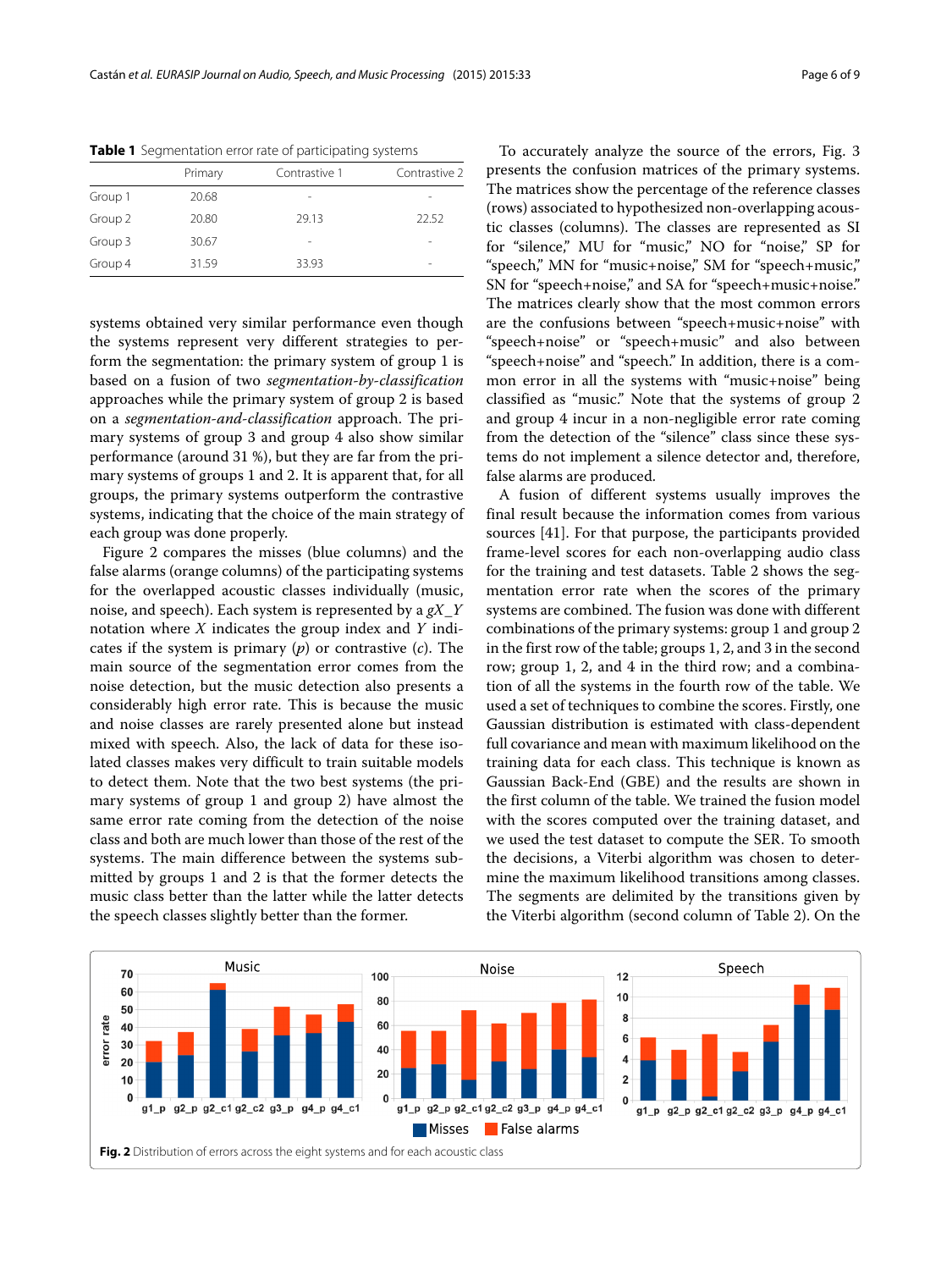**Table 1** Segmentation error rate of participating systems

| | Primary | Contrastive 1 | Contrastive 2 |
|---|---|---|---|
| Group 1 | 20.68 | - | - |
| Group 2 | 20.80 | 29.13 | 22.52 |
| Group 3 | 30.67 | - | - |
| Group 4 | 31.59 | 33.93 | - |

systems obtained very similar performance even though the systems represent very different strategies to perform the segmentation: the primary system of group 1 is based on a fusion of two *segmentation-by-classification* approaches while the primary system of group 2 is based on a *segmentation-and-classification* approach. The primary systems of group 3 and group 4 also show similar performance (around 31 %), but they are far from the primary systems of groups 1 and 2. It is apparent that, for all groups, the primary systems outperform the contrastive systems, indicating that the choice of the main strategy of each group was done properly.

Figure 2 compares the misses (blue columns) and the false alarms (orange columns) of the participating systems for the overlapped acoustic classes individually (music, noise, and speech). Each system is represented by a *gX_Y* notation where *X* indicates the group index and *Y* indicates if the system is primary (*p*) or contrastive (*c*). The main source of the segmentation error comes from the noise detection, but the music detection also presents a considerably high error rate. This is because the music and noise classes are rarely presented alone but instead mixed with speech. Also, the lack of data for these isolated classes makes very difficult to train suitable models to detect them. Note that the two best systems (the primary systems of group 1 and group 2) have almost the same error rate coming from the detection of the noise class and both are much lower than those of the rest of the systems. The main difference between the systems submitted by groups 1 and 2 is that the former detects the music class better than the latter while the latter detects the speech classes slightly better than the former.

To accurately analyze the source of the errors, Fig. 3 presents the confusion matrices of the primary systems. The matrices show the percentage of the reference classes (rows) associated to hypothesized non-overlapping acoustic classes (columns). The classes are represented as SI for "silence," MU for "music," NO for "noise," SP for "speech," MN for "music+noise," SM for "speech+music," SN for "speech+noise," and SA for "speech+music+noise." The matrices clearly show that the most common errors are the confusions between "speech+music+noise" with "speech+noise" or "speech+music" and also between "speech+noise" and "speech." In addition, there is a common error in all the systems with "music+noise" being classified as "music." Note that the systems of group 2 and group 4 incur in a non-negligible error rate coming from the detection of the "silence" class since these systems do not implement a silence detector and, therefore, false alarms are produced.

A fusion of different systems usually improves the final result because the information comes from various sources [41]. For that purpose, the participants provided frame-level scores for each non-overlapping audio class for the training and test datasets. Table 2 shows the segmentation error rate when the scores of the primary systems are combined. The fusion was done with different combinations of the primary systems: group 1 and group 2 in the first row of the table; groups 1, 2, and 3 in the second row; group 1, 2, and 4 in the third row; and a combination of all the systems in the fourth row of the table. We used a set of techniques to combine the scores. Firstly, one Gaussian distribution is estimated with class-dependent full covariance and mean with maximum likelihood on the training data for each class. This technique is known as Gaussian Back-End (GBE) and the results are shown in the first column of the table. We trained the fusion model with the scores computed over the training dataset, and we used the test dataset to compute the SER. To smooth the decisions, a Viterbi algorithm was chosen to determine the maximum likelihood transitions among classes. The segments are delimited by the transitions given by the Viterbi algorithm (second column of Table 2). On the

**Fig. 2** Distribution of errors across the eight systems and for each acoustic class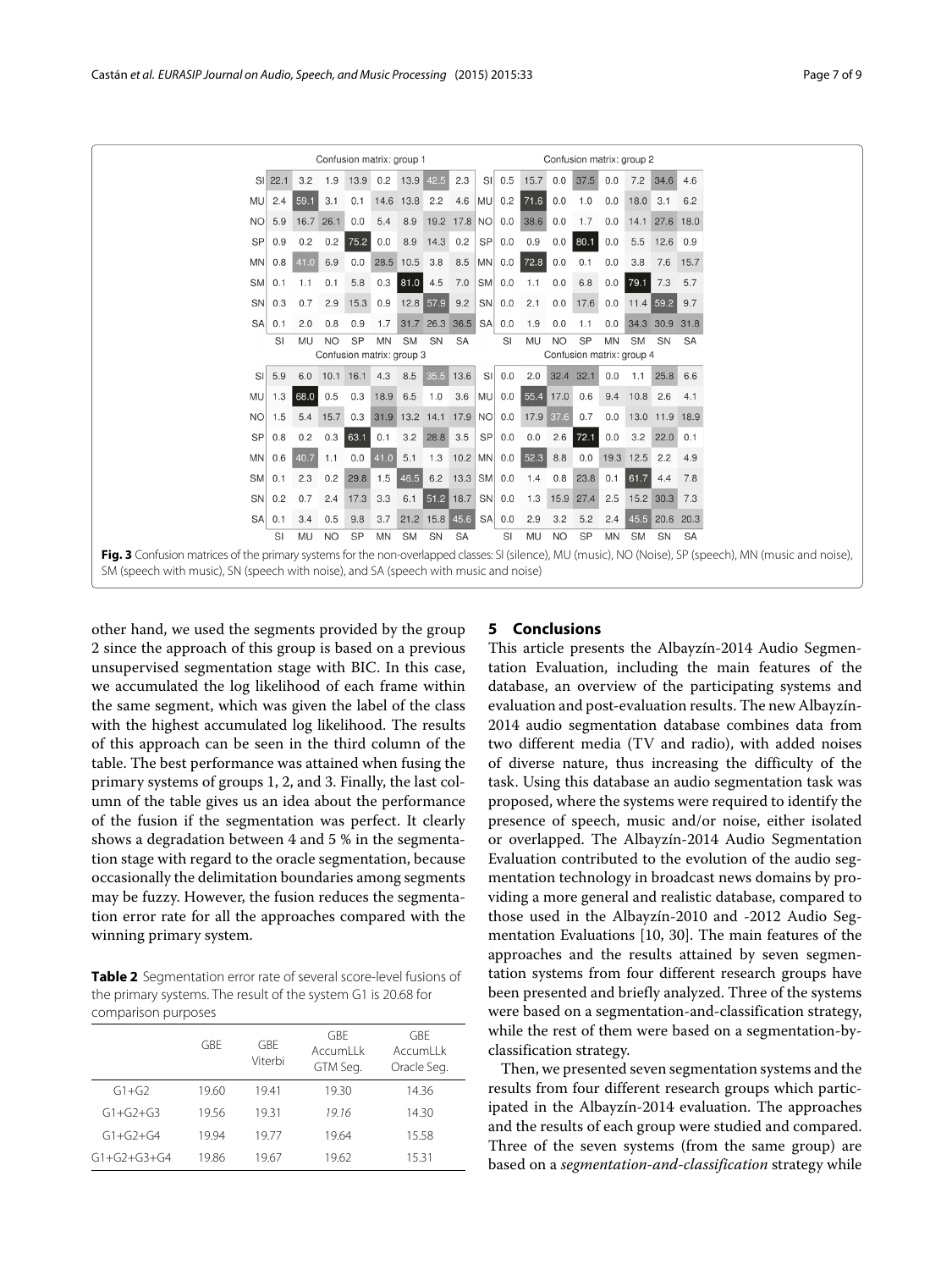Confusion matrix: group 1

| | SI | MU | NO | SP | MN | SM | SN | SA |
|---|---|---|---|---|---|---|---|---|
| SI | 22.1 | 3.2 | 1.9 | 13.9 | 0.2 | 13.9 | 42.5 | 2.3 |
| MU | 2.4 | 59.1 | 3.1 | 0.1 | 14.6 | 13.8 | 2.2 | 4.6 |
| NO | 5.9 | 16.7 | 26.1 | 0.0 | 5.4 | 8.9 | 19.2 | 17.8 |
| SP | 0.9 | 0.2 | 0.2 | 75.2 | 0.0 | 8.9 | 14.3 | 0.2 |
| MN | 0.8 | 41.0 | 6.9 | 0.0 | 28.5 | 10.5 | 3.8 | 8.5 |
| SM | 0.1 | 1.1 | 0.1 | 5.8 | 0.3 | 81.0 | 4.5 | 7.0 |
| SN | 0.3 | 0.7 | 2.9 | 15.3 | 0.9 | 12.8 | 57.9 | 9.2 |
| SA | 0.1 | 2.0 | 0.8 | 0.9 | 1.7 | 31.7 | 26.3 | 36.5 |

Confusion matrix: group 2

| | SI | MU | NO | SP | MN | SM | SN | SA |
|---|---|---|---|---|---|---|---|---|
| SI | 0.5 | 15.7 | 0.0 | 37.5 | 0.0 | 7.2 | 34.6 | 4.6 |
| MU | 0.2 | 71.6 | 0.0 | 1.0 | 0.0 | 18.0 | 3.1 | 6.2 |
| NO | 0.0 | 38.6 | 0.0 | 1.7 | 0.0 | 14.1 | 27.6 | 18.0 |
| SP | 0.0 | 0.9 | 0.0 | 80.1 | 0.0 | 5.5 | 12.6 | 0.9 |
| MN | 0.0 | 72.8 | 0.0 | 0.1 | 0.0 | 3.8 | 7.6 | 15.7 |
| SM | 0.0 | 1.1 | 0.0 | 6.8 | 0.0 | 79.1 | 7.3 | 5.7 |
| SN | 0.0 | 2.1 | 0.0 | 17.6 | 0.0 | 11.4 | 59.2 | 9.7 |
| SA | 0.0 | 1.9 | 0.0 | 1.1 | 0.0 | 34.3 | 30.9 | 31.8 |

Confusion matrix: group 3

| | SI | MU | NO | SP | MN | SM | SN | SA |
|---|---|---|---|---|---|---|---|---|
| SI | 5.9 | 6.0 | 10.1 | 16.1 | 4.3 | 8.5 | 35.5 | 13.6 |
| MU | 1.3 | 68.0 | 0.5 | 0.3 | 18.9 | 6.5 | 1.0 | 3.6 |
| NO | 1.5 | 5.4 | 15.7 | 0.3 | 31.9 | 13.2 | 14.1 | 17.9 |
| SP | 0.8 | 0.2 | 0.3 | 63.1 | 0.1 | 3.2 | 28.8 | 3.5 |
| MN | 0.6 | 40.7 | 1.1 | 0.0 | 41.0 | 5.1 | 1.3 | 10.2 |
| SM | 0.1 | 2.3 | 0.2 | 29.8 | 1.5 | 46.5 | 6.2 | 13.3 |
| SN | 0.2 | 0.7 | 2.4 | 17.3 | 3.3 | 6.1 | 51.2 | 18.7 |
| SA | 0.1 | 3.4 | 0.5 | 9.8 | 3.7 | 21.2 | 15.8 | 45.6 |

Confusion matrix: group 4

| | SI | MU | NO | SP | MN | SM | SN | SA |
|---|---|---|---|---|---|---|---|---|
| SI | 0.0 | 2.0 | 32.4 | 32.1 | 0.0 | 1.1 | 25.8 | 6.6 |
| MU | 0.0 | 55.4 | 17.0 | 0.6 | 9.4 | 10.8 | 2.6 | 4.1 |
| NO | 0.0 | 17.9 | 37.6 | 0.7 | 0.0 | 13.0 | 11.9 | 18.9 |
| SP | 0.0 | 0.0 | 2.6 | 72.1 | 0.0 | 3.2 | 22.0 | 0.1 |
| MN | 0.0 | 52.3 | 8.8 | 0.0 | 19.3 | 12.5 | 2.2 | 4.9 |
| SM | 0.0 | 1.4 | 0.8 | 23.8 | 0.1 | 61.7 | 4.4 | 7.8 |
| SN | 0.0 | 1.3 | 15.9 | 27.4 | 2.5 | 15.2 | 30.3 | 7.3 |
| SA | 0.0 | 2.9 | 3.2 | 5.2 | 2.4 | 45.5 | 20.6 | 20.3 |

**Fig. 3** Confusion matrices of the primary systems for the non-overlapped classes: SI (silence), MU (music), NO (Noise), SP (speech), MN (music and noise), SM (speech with music), SN (speech with noise), and SA (speech with music and noise)

other hand, we used the segments provided by the group 2 since the approach of this group is based on a previous unsupervised segmentation stage with BIC. In this case, we accumulated the log likelihood of each frame within the same segment, which was given the label of the class with the highest accumulated log likelihood. The results of this approach can be seen in the third column of the table. The best performance was attained when fusing the primary systems of groups 1, 2, and 3. Finally, the last column of the table gives us an idea about the performance of the fusion if the segmentation was perfect. It clearly shows a degradation between 4 and 5 % in the segmentation stage with regard to the oracle segmentation, because occasionally the delimitation boundaries among segments may be fuzzy. However, the fusion reduces the segmentation error rate for all the approaches compared with the winning primary system.

**Table 2** Segmentation error rate of several score-level fusions of the primary systems. The result of the system G1 is 20.68 for comparison purposes

| | GBE | GBE Viterbi | GBE AccumLLk GTM Seg. | GBE AccumLLk Oracle Seg. |
|---|---|---|---|---|
| G1+G2 | 19.60 | 19.41 | 19.30 | 14.36 |
| G1+G2+G3 | 19.56 | 19.31 | *19.16* | 14.30 |
| G1+G2+G4 | 19.94 | 19.77 | 19.64 | 15.58 |
| G1+G2+G3+G4 | 19.86 | 19.67 | 19.62 | 15.31 |

## 5 Conclusions

This article presents the Albayzín-2014 Audio Segmentation Evaluation, including the main features of the database, an overview of the participating systems and evaluation and post-evaluation results. The new Albayzín-2014 audio segmentation database combines data from two different media (TV and radio), with added noises of diverse nature, thus increasing the difficulty of the task. Using this database an audio segmentation task was proposed, where the systems were required to identify the presence of speech, music and/or noise, either isolated or overlapped. The Albayzín-2014 Audio Segmentation Evaluation contributed to the evolution of the audio segmentation technology in broadcast news domains by providing a more general and realistic database, compared to those used in the Albayzín-2010 and -2012 Audio Segmentation Evaluations [10, 30]. The main features of the approaches and the results attained by seven segmentation systems from four different research groups have been presented and briefly analyzed. Three of the systems were based on a segmentation-and-classification strategy, while the rest of them were based on a segmentation-by-classification strategy.

Then, we presented seven segmentation systems and the results from four different research groups which participated in the Albayzín-2014 evaluation. The approaches and the results of each group were studied and compared. Three of the seven systems (from the same group) are based on a *segmentation-and-classification* strategy while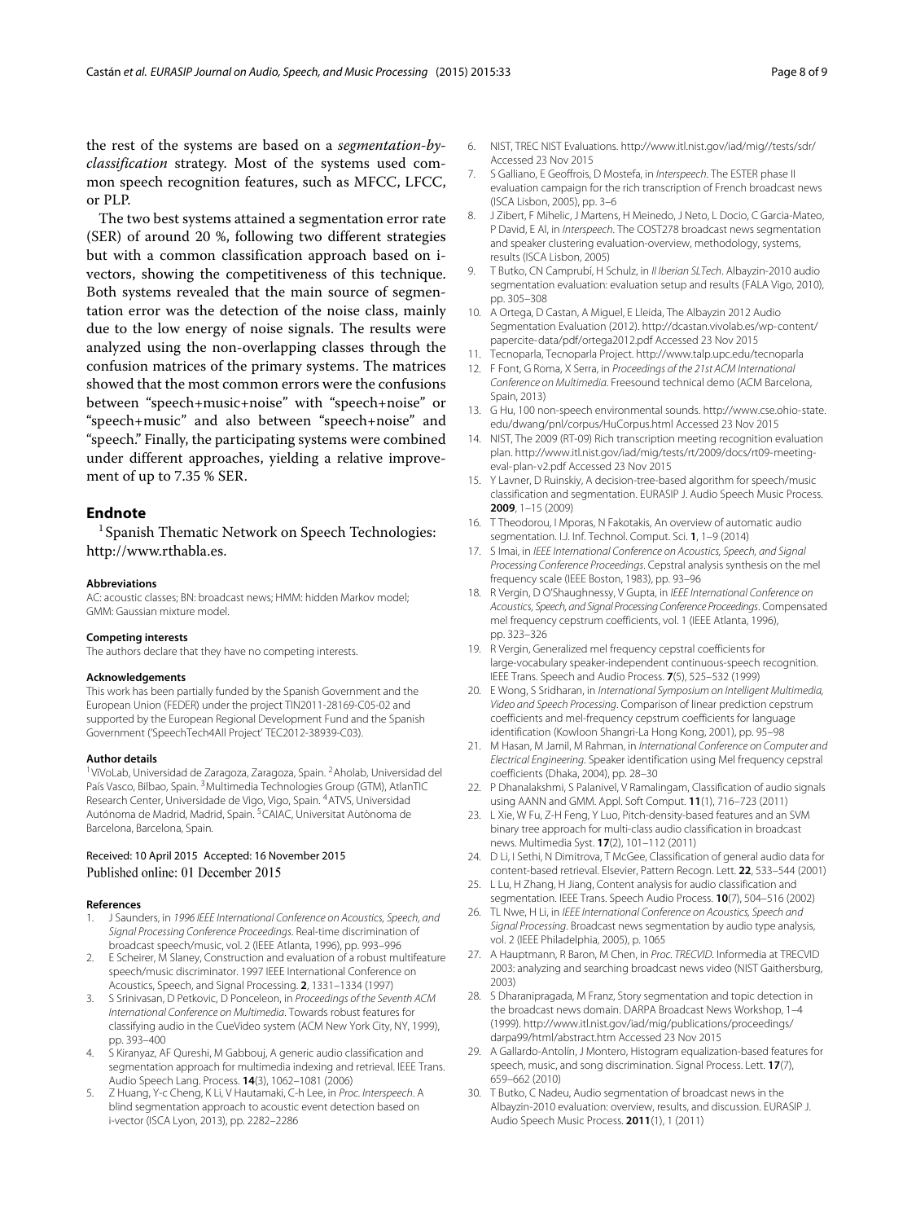the rest of the systems are based on a *segmentation-by-classification* strategy. Most of the systems used common speech recognition features, such as MFCC, LFCC, or PLP.

The two best systems attained a segmentation error rate (SER) of around 20 %, following two different strategies but with a common classification approach based on i-vectors, showing the competitiveness of this technique. Both systems revealed that the main source of segmentation error was the detection of the noise class, mainly due to the low energy of noise signals. The results were analyzed using the non-overlapping classes through the confusion matrices of the primary systems. The matrices showed that the most common errors were the confusions between "speech+music+noise" with "speech+noise" or "speech+music" and also between "speech+noise" and "speech." Finally, the participating systems were combined under different approaches, yielding a relative improvement of up to 7.35 % SER.

## Endnote

[1] Spanish Thematic Network on Speech Technologies: http://www.rthabla.es.

#### Abbreviations

AC: acoustic classes; BN: broadcast news; HMM: hidden Markov model; GMM: Gaussian mixture model.

#### Competing interests

The authors declare that they have no competing interests.

#### Acknowledgements

This work has been partially funded by the Spanish Government and the European Union (FEDER) under the project TIN2011-28169-C05-02 and supported by the European Regional Development Fund and the Spanish Government ('SpeechTech4All Project' TEC2012-38939-C03).

#### Author details

[1] ViVoLab, Universidad de Zaragoza, Zaragoza, Spain. [2] Aholab, Universidad del País Vasco, Bilbao, Spain. [3] Multimedia Technologies Group (GTM), AtlanTIC Research Center, Universidade de Vigo, Vigo, Spain. [4] ATVS, Universidad Autónoma de Madrid, Madrid, Spain. [5] CAIAC, Universitat Autònoma de Barcelona, Barcelona, Spain.

Received: 10 April 2015 Accepted: 16 November 2015
Published online: 01 December 2015

#### References

1. J Saunders, in *1996 IEEE International Conference on Acoustics, Speech, and Signal Processing Conference Proceedings*. Real-time discrimination of broadcast speech/music, vol. 2 (IEEE Atlanta, 1996), pp. 993–996
2. E Scheirer, M Slaney, Construction and evaluation of a robust multifeature speech/music discriminator. 1997 IEEE International Conference on Acoustics, Speech, and Signal Processing. **2**, 1331–1334 (1997)
3. S Srinivasan, D Petkovic, D Ponceleon, in *Proceedings of the Seventh ACM International Conference on Multimedia*. Towards robust features for classifying audio in the CueVideo system (ACM New York City, NY, 1999), pp. 393–400
4. S Kiranyaz, AF Qureshi, M Gabbouj, A generic audio classification and segmentation approach for multimedia indexing and retrieval. IEEE Trans. Audio Speech Lang. Process. **14**(3), 1062–1081 (2006)
5. Z Huang, Y-c Cheng, K Li, V Hautamaki, C-h Lee, in *Proc. Interspeech*. A blind segmentation approach to acoustic event detection based on i-vector (ISCA Lyon, 2013), pp. 2282–2286
6. NIST, TREC NIST Evaluations. http://www.itl.nist.gov/iad/mig//tests/sdr/ Accessed 23 Nov 2015
7. S Galliano, E Geoffrois, D Mostefa, in *Interspeech*. The ESTER phase II evaluation campaign for the rich transcription of French broadcast news (ISCA Lisbon, 2005), pp. 3–6
8. J Zibert, F Mihelic, J Martens, H Meinedo, J Neto, L Docio, C Garcia-Mateo, P David, E Al, in *Interspeech*. The COST278 broadcast news segmentation and speaker clustering evaluation-overview, methodology, systems, results (ISCA Lisbon, 2005)
9. T Butko, CN Camprubí, H Schulz, in *II Iberian SLTech*. Albayzin-2010 audio segmentation evaluation: evaluation setup and results (FALA Vigo, 2010), pp. 305–308
10. A Ortega, D Castan, A Miguel, E Lleida, The Albayzin 2012 Audio Segmentation Evaluation (2012). http://dcastan.vivolab.es/wp-content/papercite-data/pdf/ortega2012.pdf Accessed 23 Nov 2015
11. Tecnoparla, Tecnoparla Project. http://www.talp.upc.edu/tecnoparla
12. F Font, G Roma, X Serra, in *Proceedings of the 21st ACM International Conference on Multimedia*. Freesound technical demo (ACM Barcelona, Spain, 2013)
13. G Hu, 100 non-speech environmental sounds. http://www.cse.ohio-state.edu/dwang/pnl/corpus/HuCorpus.html Accessed 23 Nov 2015
14. NIST, The 2009 (RT-09) Rich transcription meeting recognition evaluation plan. http://www.itl.nist.gov/iad/mig/tests/rt/2009/docs/rt09-meeting-eval-plan-v2.pdf Accessed 23 Nov 2015
15. Y Lavner, D Ruinskiy, A decision-tree-based algorithm for speech/music classification and segmentation. EURASIP J. Audio Speech Music Process. **2009**, 1–15 (2009)
16. T Theodorou, I Mporas, N Fakotakis, An overview of automatic audio segmentation. I.J. Inf. Technol. Comput. Sci. **1**, 1–9 (2014)
17. S Imai, in *IEEE International Conference on Acoustics, Speech, and Signal Processing Conference Proceedings*. Cepstral analysis synthesis on the mel frequency scale (IEEE Boston, 1983), pp. 93–96
18. R Vergin, D O'Shaughnessy, V Gupta, in *IEEE International Conference on Acoustics, Speech, and Signal Processing Conference Proceedings*. Compensated mel frequency cepstrum coefficients, vol. 1 (IEEE Atlanta, 1996), pp. 323–326
19. R Vergin, Generalized mel frequency cepstral coefficients for large-vocabulary speaker-independent continuous-speech recognition. IEEE Trans. Speech and Audio Process. **7**(5), 525–532 (1999)
20. E Wong, S Sridharan, in *International Symposium on Intelligent Multimedia, Video and Speech Processing*. Comparison of linear prediction cepstrum coefficients and mel-frequency cepstrum coefficients for language identification (Kowloon Shangri-La Hong Kong, 2001), pp. 95–98
21. M Hasan, M Jamil, M Rahman, in *International Conference on Computer and Electrical Engineering*. Speaker identification using Mel frequency cepstral coefficients (Dhaka, 2004), pp. 28–30
22. P Dhanalakshmi, S Palanivel, V Ramalingam, Classification of audio signals using AANN and GMM. Appl. Soft Comput. **11**(1), 716–723 (2011)
23. L Xie, W Fu, Z-H Feng, Y Luo, Pitch-density-based features and an SVM binary tree approach for multi-class audio classification in broadcast news. Multimedia Syst. **17**(2), 101–112 (2011)
24. D Li, I Sethi, N Dimitrova, T McGee, Classification of general audio data for content-based retrieval. Elsevier, Pattern Recogn. Lett. **22**, 533–544 (2001)
25. L Lu, H Zhang, H Jiang, Content analysis for audio classification and segmentation. IEEE Trans. Speech Audio Process. **10**(7), 504–516 (2002)
26. TL Nwe, H Li, in *IEEE International Conference on Acoustics, Speech and Signal Processing*. Broadcast news segmentation by audio type analysis, vol. 2 (IEEE Philadelphia, 2005), p. 1065
27. A Hauptmann, R Baron, M Chen, in *Proc. TRECVID*. Informedia at TRECVID 2003: analyzing and searching broadcast news video (NIST Gaithersburg, 2003)
28. S Dharanipragada, M Franz, Story segmentation and topic detection in the broadcast news domain. DARPA Broadcast News Workshop, 1–4 (1999). http://www.itl.nist.gov/iad/mig/publications/proceedings/darpa99/html/abstract.htm Accessed 23 Nov 2015
29. A Gallardo-Antolín, J Montero, Histogram equalization-based features for speech, music, and song discrimination. Signal Process. Lett. **17**(7), 659–662 (2010)
30. T Butko, C Nadeu, Audio segmentation of broadcast news in the Albayzin-2010 evaluation: overview, results, and discussion. EURASIP J. Audio Speech Music Process. **2011**(1), 1 (2011)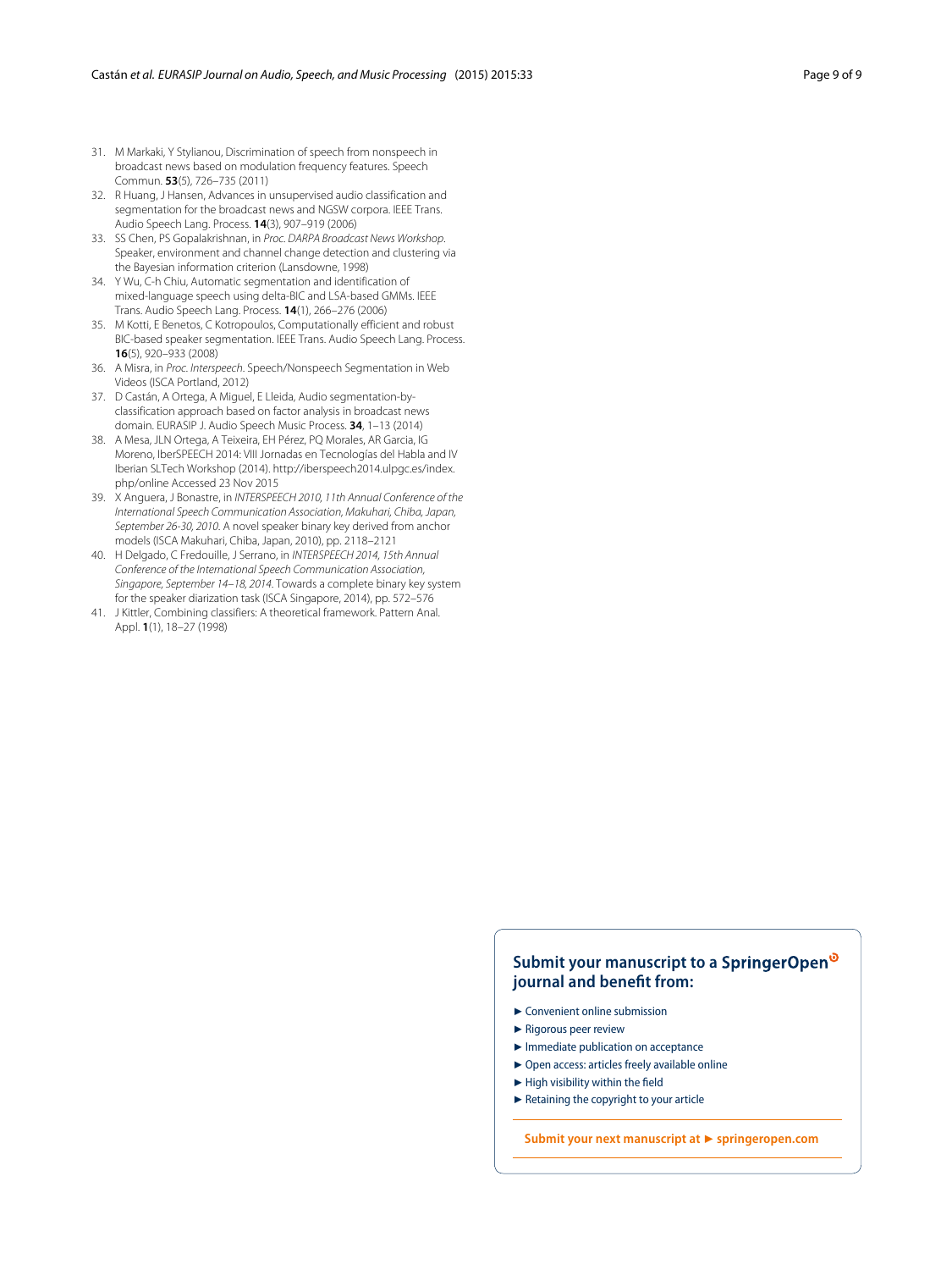31. M Markaki, Y Stylianou, Discrimination of speech from nonspeech in broadcast news based on modulation frequency features. Speech Commun. **53**(5), 726–735 (2011)
32. R Huang, J Hansen, Advances in unsupervised audio classification and segmentation for the broadcast news and NGSW corpora. IEEE Trans. Audio Speech Lang. Process. **14**(3), 907–919 (2006)
33. SS Chen, PS Gopalakrishnan, in *Proc. DARPA Broadcast News Workshop*. Speaker, environment and channel change detection and clustering via the Bayesian information criterion (Lansdowne, 1998)
34. Y Wu, C-h Chiu, Automatic segmentation and identification of mixed-language speech using delta-BIC and LSA-based GMMs. IEEE Trans. Audio Speech Lang. Process. **14**(1), 266–276 (2006)
35. M Kotti, E Benetos, C Kotropoulos, Computationally efficient and robust BIC-based speaker segmentation. IEEE Trans. Audio Speech Lang. Process. **16**(5), 920–933 (2008)
36. A Misra, in *Proc. Interspeech*. Speech/Nonspeech Segmentation in Web Videos (ISCA Portland, 2012)
37. D Castán, A Ortega, A Miguel, E Lleida, Audio segmentation-by-classification approach based on factor analysis in broadcast news domain. EURASIP J. Audio Speech Music Process. **34**, 1–13 (2014)
38. A Mesa, JLN Ortega, A Teixeira, EH Pérez, PQ Morales, AR Garcia, IG Moreno, IberSPEECH 2014: VIII Jornadas en Tecnologías del Habla and IV Iberian SLTech Workshop (2014). http://iberspeech2014.ulpgc.es/index.php/online Accessed 23 Nov 2015
39. X Anguera, J Bonastre, in *INTERSPEECH 2010, 11th Annual Conference of the International Speech Communication Association, Makuhari, Chiba, Japan, September 26-30, 2010*. A novel speaker binary key derived from anchor models (ISCA Makuhari, Chiba, Japan, 2010), pp. 2118–2121
40. H Delgado, C Fredouille, J Serrano, in *INTERSPEECH 2014, 15th Annual Conference of the International Speech Communication Association, Singapore, September 14–18, 2014*. Towards a complete binary key system for the speaker diarization task (ISCA Singapore, 2014), pp. 572–576
41. J Kittler, Combining classifiers: A theoretical framework. Pattern Anal. Appl. **1**(1), 18–27 (1998)

**Submit your manuscript to a SpringerOpen journal and benefit from:**

- ► Convenient online submission
- ► Rigorous peer review
- ► Immediate publication on acceptance
- ► Open access: articles freely available online
- ► High visibility within the field
- ► Retaining the copyright to your article

**Submit your next manuscript at ► springeropen.com**